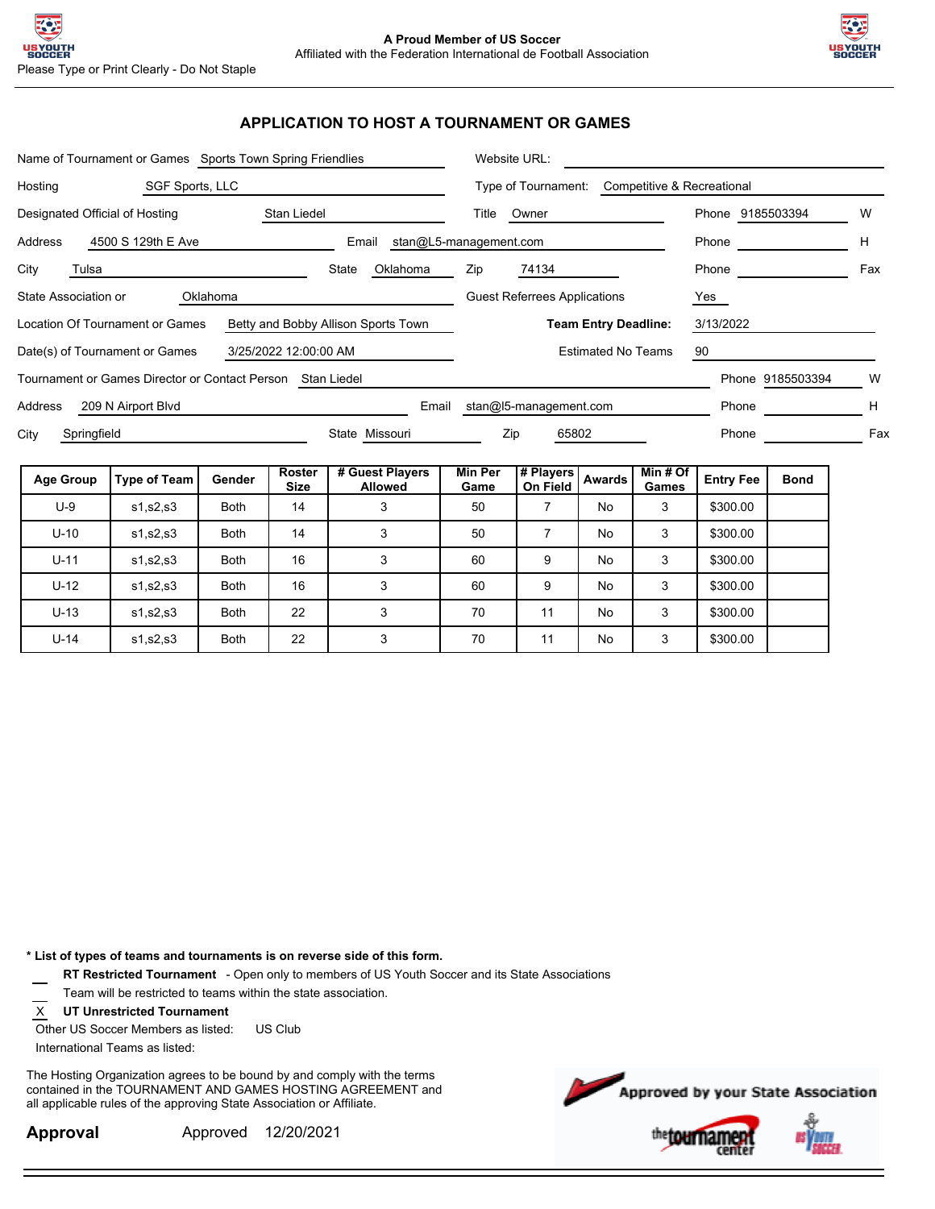A Proud Member of US Soccer
Affiliated with the Federation International de Football Association

Please Type or Print Clearly - Do Not Staple

## APPLICATION TO HOST A TOURNAMENT OR GAMES

Name of Tournament or Games: Sports Town Spring Friendlies
Website URL:

Hosting: SGF Sports, LLC
Type of Tournament: Competitive & Recreational

Designated Official of Hosting: Stan Liedel
Title: Owner
Phone: 9185503394 W

Address: 4500 S 129th E Ave
Email: stan@L5-management.com
Phone: H

City: Tulsa
State: Oklahoma
Zip: 74134
Phone: Fax

State Association or: Oklahoma
Guest Referees Applications: Yes

Location Of Tournament or Games: Betty and Bobby Allison Sports Town
**Team Entry Deadline:** 3/13/2022

Date(s) of Tournament or Games: 3/25/2022 12:00:00 AM
Estimated No Teams: 90

Tournament or Games Director or Contact Person: Stan Liedel
Phone: 9185503394 W

Address: 209 N Airport Blvd
Email: stan@l5-management.com
Phone: H

City: Springfield
State: Missouri
Zip: 65802
Phone: Fax

| Age Group | Type of Team | Gender | Roster Size | # Guest Players Allowed | Min Per Game | # Players On Field | Awards | Min # Of Games | Entry Fee | Bond |
|---|---|---|---|---|---|---|---|---|---|---|
| U-9 | s1,s2,s3 | Both | 14 | 3 | 50 | 7 | No | 3 | $300.00 | |
| U-10 | s1,s2,s3 | Both | 14 | 3 | 50 | 7 | No | 3 | $300.00 | |
| U-11 | s1,s2,s3 | Both | 16 | 3 | 60 | 9 | No | 3 | $300.00 | |
| U-12 | s1,s2,s3 | Both | 16 | 3 | 60 | 9 | No | 3 | $300.00 | |
| U-13 | s1,s2,s3 | Both | 22 | 3 | 70 | 11 | No | 3 | $300.00 | |
| U-14 | s1,s2,s3 | Both | 22 | 3 | 70 | 11 | No | 3 | $300.00 | |

**\* List of types of teams and tournaments is on reverse side of this form.**

___ **RT Restricted Tournament** - Open only to members of US Youth Soccer and its State Associations
Team will be restricted to teams within the state association.

X **UT Unrestricted Tournament**

Other US Soccer Members as listed: US Club

International Teams as listed:

The Hosting Organization agrees to be bound by and comply with the terms contained in the TOURNAMENT AND GAMES HOSTING AGREEMENT and all applicable rules of the approving State Association or Affiliate.

**Approval** Approved 12/20/2021

Approved by your State Association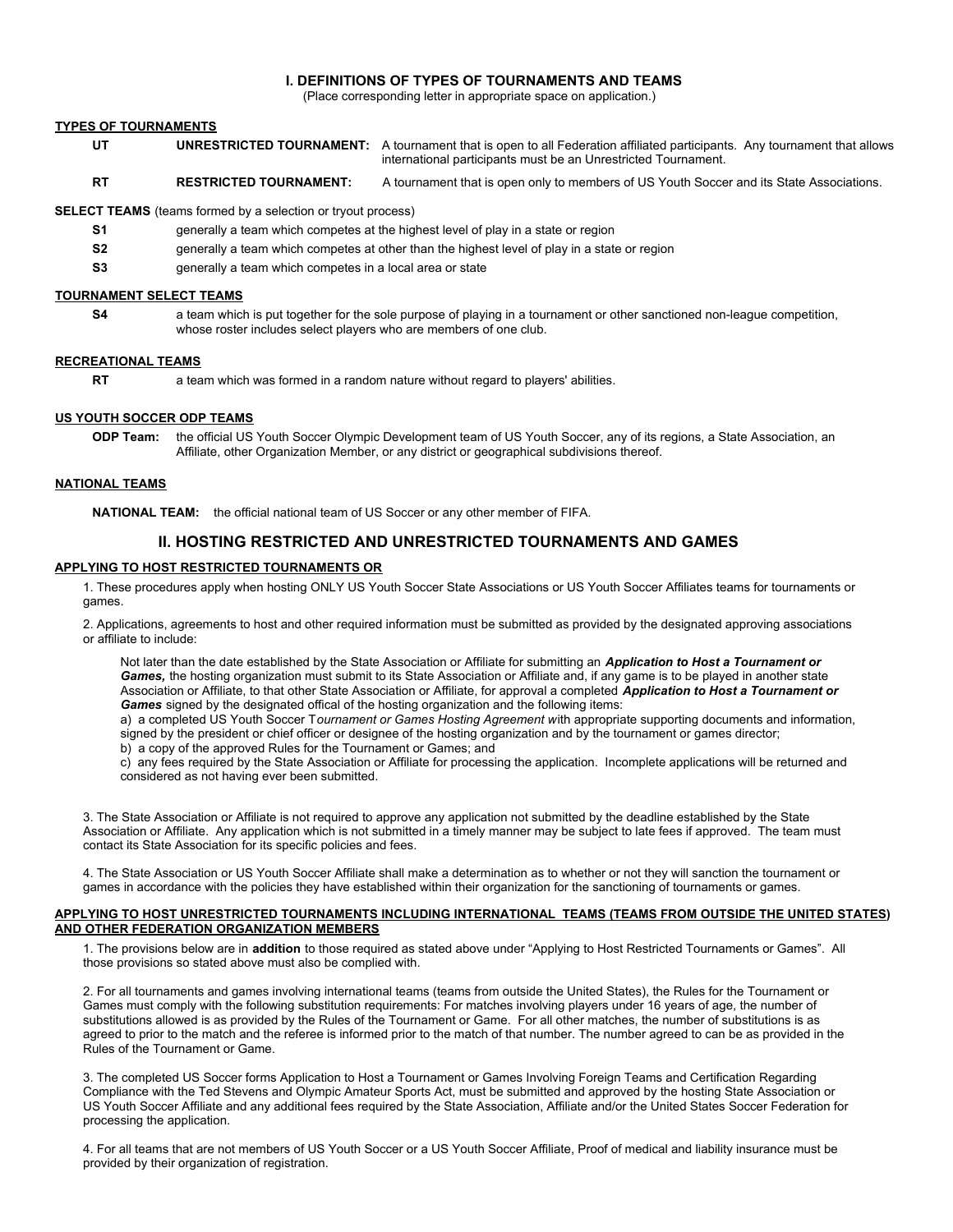## I. DEFINITIONS OF TYPES OF TOURNAMENTS AND TEAMS

(Place corresponding letter in appropriate space on application.)

**TYPES OF TOURNAMENTS**

**UT** **UNRESTRICTED TOURNAMENT:** A tournament that is open to all Federation affiliated participants. Any tournament that allows international participants must be an Unrestricted Tournament.

**RT** **RESTRICTED TOURNAMENT:** A tournament that is open only to members of US Youth Soccer and its State Associations.

**SELECT TEAMS** (teams formed by a selection or tryout process)

**S1** generally a team which competes at the highest level of play in a state or region

**S2** generally a team which competes at other than the highest level of play in a state or region

**S3** generally a team which competes in a local area or state

**TOURNAMENT SELECT TEAMS**

**S4** a team which is put together for the sole purpose of playing in a tournament or other sanctioned non-league competition, whose roster includes select players who are members of one club.

**RECREATIONAL TEAMS**

**RT** a team which was formed in a random nature without regard to players' abilities.

**US YOUTH SOCCER ODP TEAMS**

**ODP Team:** the official US Youth Soccer Olympic Development team of US Youth Soccer, any of its regions, a State Association, an Affiliate, other Organization Member, or any district or geographical subdivisions thereof.

**NATIONAL TEAMS**

**NATIONAL TEAM:** the official national team of US Soccer or any other member of FIFA.

## II. HOSTING RESTRICTED AND UNRESTRICTED TOURNAMENTS AND GAMES

**APPLYING TO HOST RESTRICTED TOURNAMENTS OR**

1. These procedures apply when hosting ONLY US Youth Soccer State Associations or US Youth Soccer Affiliates teams for tournaments or games.

2. Applications, agreements to host and other required information must be submitted as provided by the designated approving associations or affiliate to include:

   Not later than the date established by the State Association or Affiliate for submitting an ***Application to Host a Tournament or Games,*** the hosting organization must submit to its State Association or Affiliate and, if any game is to be played in another state Association or Affiliate, to that other State Association or Affiliate, for approval a completed ***Application to Host a Tournament or Games*** signed by the designated offical of the hosting organization and the following items:
   a) a completed US Youth Soccer T*ournament or Games Hosting Agreement* with appropriate supporting documents and information, signed by the president or chief officer or designee of the hosting organization and by the tournament or games director;
   b) a copy of the approved Rules for the Tournament or Games; and
   c) any fees required by the State Association or Affiliate for processing the application. Incomplete applications will be returned and considered as not having ever been submitted.

3. The State Association or Affiliate is not required to approve any application not submitted by the deadline established by the State Association or Affiliate. Any application which is not submitted in a timely manner may be subject to late fees if approved. The team must contact its State Association for its specific policies and fees.

4. The State Association or US Youth Soccer Affiliate shall make a determination as to whether or not they will sanction the tournament or games in accordance with the policies they have established within their organization for the sanctioning of tournaments or games.

**APPLYING TO HOST UNRESTRICTED TOURNAMENTS INCLUDING INTERNATIONAL TEAMS (TEAMS FROM OUTSIDE THE UNITED STATES) AND OTHER FEDERATION ORGANIZATION MEMBERS**

1. The provisions below are in **addition** to those required as stated above under "Applying to Host Restricted Tournaments or Games". All those provisions so stated above must also be complied with.

2. For all tournaments and games involving international teams (teams from outside the United States), the Rules for the Tournament or Games must comply with the following substitution requirements: For matches involving players under 16 years of age, the number of substitutions allowed is as provided by the Rules of the Tournament or Game. For all other matches, the number of substitutions is as agreed to prior to the match and the referee is informed prior to the match of that number. The number agreed to can be as provided in the Rules of the Tournament or Game.

3. The completed US Soccer forms Application to Host a Tournament or Games Involving Foreign Teams and Certification Regarding Compliance with the Ted Stevens and Olympic Amateur Sports Act, must be submitted and approved by the hosting State Association or US Youth Soccer Affiliate and any additional fees required by the State Association, Affiliate and/or the United States Soccer Federation for processing the application.

4. For all teams that are not members of US Youth Soccer or a US Youth Soccer Affiliate, Proof of medical and liability insurance must be provided by their organization of registration.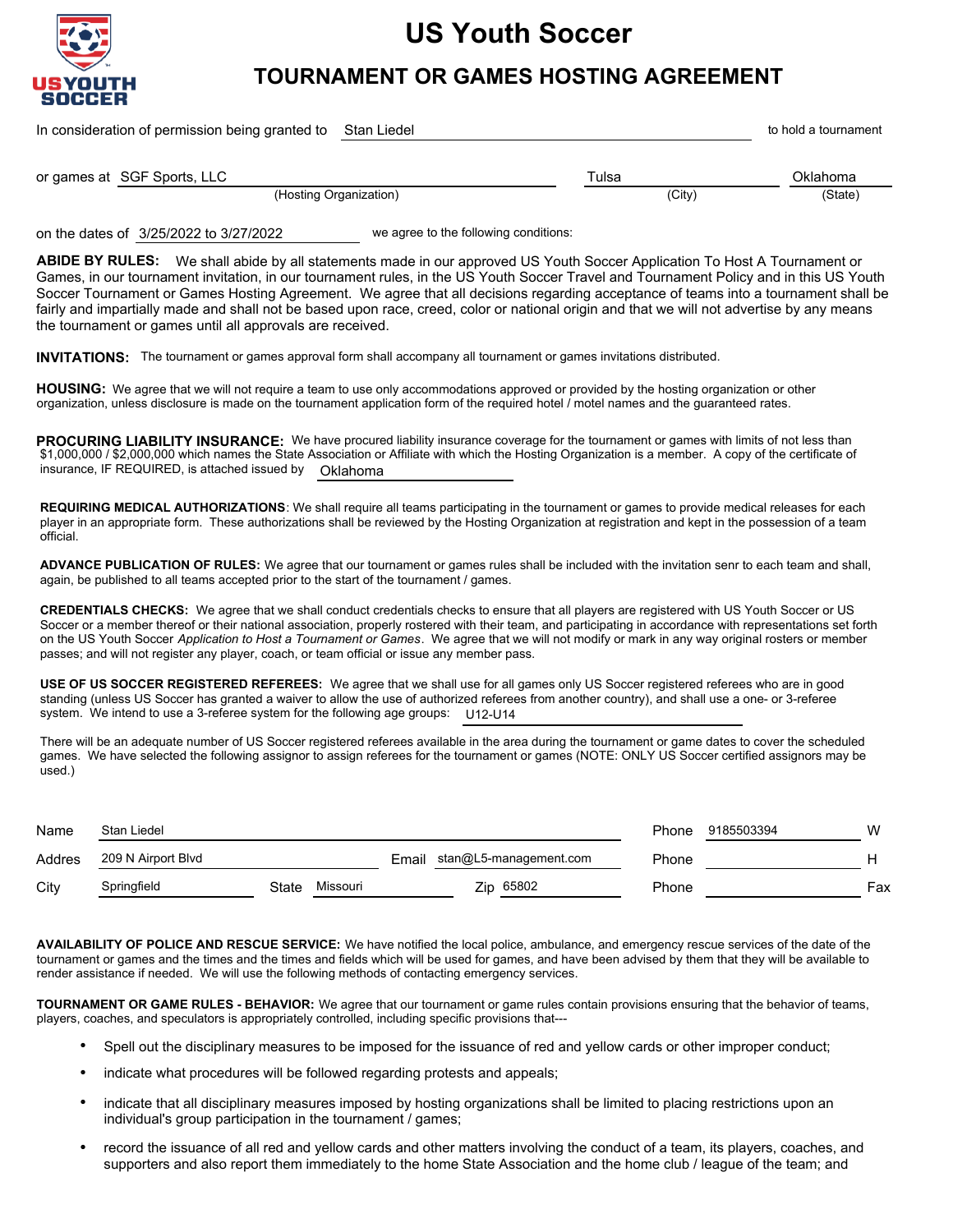# US Youth Soccer

## TOURNAMENT OR GAMES HOSTING AGREEMENT

In consideration of permission being granted to Stan Liedel to hold a tournament

or games at SGF Sports, LLC (Hosting Organization) Tulsa (City) Oklahoma (State)

on the dates of 3/25/2022 to 3/27/2022 we agree to the following conditions:

**ABIDE BY RULES:** We shall abide by all statements made in our approved US Youth Soccer Application To Host A Tournament or Games, in our tournament invitation, in our tournament rules, in the US Youth Soccer Travel and Tournament Policy and in this US Youth Soccer Tournament or Games Hosting Agreement. We agree that all decisions regarding acceptance of teams into a tournament shall be fairly and impartially made and shall not be based upon race, creed, color or national origin and that we will not advertise by any means the tournament or games until all approvals are received.

**INVITATIONS:** The tournament or games approval form shall accompany all tournament or games invitations distributed.

**HOUSING:** We agree that we will not require a team to use only accommodations approved or provided by the hosting organization or other organization, unless disclosure is made on the tournament application form of the required hotel / motel names and the guaranteed rates.

**PROCURING LIABILITY INSURANCE:** We have procured liability insurance coverage for the tournament or games with limits of not less than $1,000,000 / $2,000,000 which names the State Association or Affiliate with which the Hosting Organization is a member. A copy of the certificate of insurance, IF REQUIRED, is attached issued by Oklahoma

**REQUIRING MEDICAL AUTHORIZATIONS**: We shall require all teams participating in the tournament or games to provide medical releases for each player in an appropriate form. These authorizations shall be reviewed by the Hosting Organization at registration and kept in the possession of a team official.

**ADVANCE PUBLICATION OF RULES:** We agree that our tournament or games rules shall be included with the invitation senr to each team and shall, again, be published to all teams accepted prior to the start of the tournament / games.

**CREDENTIALS CHECKS:** We agree that we shall conduct credentials checks to ensure that all players are registered with US Youth Soccer or US Soccer or a member thereof or their national association, properly rostered with their team, and participating in accordance with representations set forth on the US Youth Soccer *Application to Host a Tournament or Games*. We agree that we will not modify or mark in any way original rosters or member passes; and will not register any player, coach, or team official or issue any member pass.

**USE OF US SOCCER REGISTERED REFEREES:** We agree that we shall use for all games only US Soccer registered referees who are in good standing (unless US Soccer has granted a waiver to allow the use of authorized referees from another country), and shall use a one- or 3-referee system. We intend to use a 3-referee system for the following age groups: U12-U14

There will be an adequate number of US Soccer registered referees available in the area during the tournament or game dates to cover the scheduled games. We have selected the following assignor to assign referees for the tournament or games (NOTE: ONLY US Soccer certified assignors may be used.)

Name: Stan Liedel — Phone: 9185503394 (W)

Addres: 209 N Airport Blvd — Email: stan@L5-management.com — Phone: (H)

City: Springfield — State: Missouri — Zip: 65802 — Phone: (Fax)

**AVAILABILITY OF POLICE AND RESCUE SERVICE:** We have notified the local police, ambulance, and emergency rescue services of the date of the tournament or games and the times and the times and fields which will be used for games, and have been advised by them that they will be available to render assistance if needed. We will use the following methods of contacting emergency services.

**TOURNAMENT OR GAME RULES - BEHAVIOR:** We agree that our tournament or game rules contain provisions ensuring that the behavior of teams, players, coaches, and speculators is appropriately controlled, including specific provisions that---

- Spell out the disciplinary measures to be imposed for the issuance of red and yellow cards or other improper conduct;
- indicate what procedures will be followed regarding protests and appeals;
- indicate that all disciplinary measures imposed by hosting organizations shall be limited to placing restrictions upon an individual's group participation in the tournament / games;
- record the issuance of all red and yellow cards and other matters involving the conduct of a team, its players, coaches, and supporters and also report them immediately to the home State Association and the home club / league of the team; and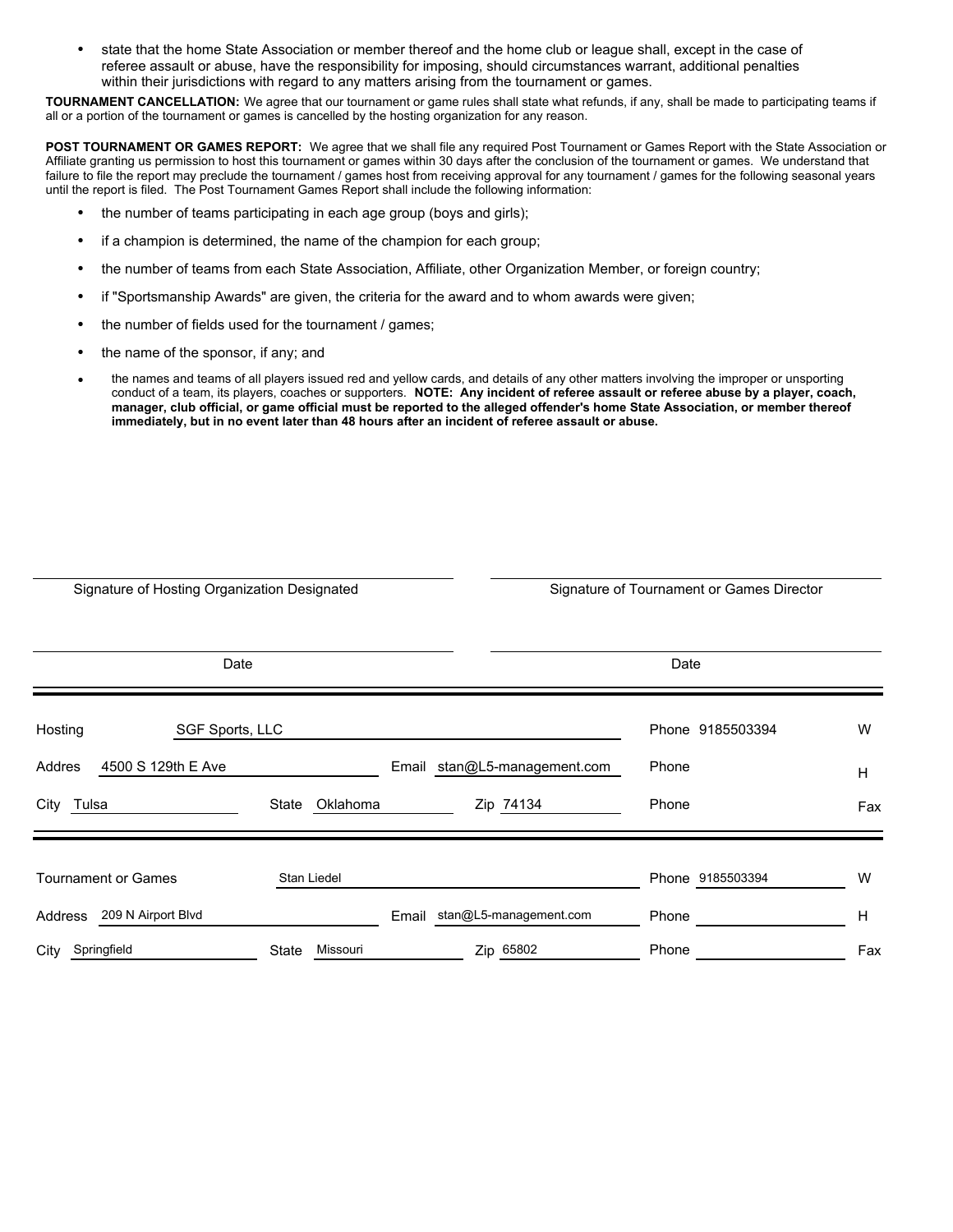- state that the home State Association or member thereof and the home club or league shall, except in the case of referee assault or abuse, have the responsibility for imposing, should circumstances warrant, additional penalties within their jurisdictions with regard to any matters arising from the tournament or games.

**TOURNAMENT CANCELLATION:** We agree that our tournament or game rules shall state what refunds, if any, shall be made to participating teams if all or a portion of the tournament or games is cancelled by the hosting organization for any reason.

**POST TOURNAMENT OR GAMES REPORT:** We agree that we shall file any required Post Tournament or Games Report with the State Association or Affiliate granting us permission to host this tournament or games within 30 days after the conclusion of the tournament or games. We understand that failure to file the report may preclude the tournament / games host from receiving approval for any tournament / games for the following seasonal years until the report is filed. The Post Tournament Games Report shall include the following information:

- the number of teams participating in each age group (boys and girls);
- if a champion is determined, the name of the champion for each group;
- the number of teams from each State Association, Affiliate, other Organization Member, or foreign country;
- if "Sportsmanship Awards" are given, the criteria for the award and to whom awards were given;
- the number of fields used for the tournament / games;
- the name of the sponsor, if any; and
- the names and teams of all players issued red and yellow cards, and details of any other matters involving the improper or unsporting conduct of a team, its players, coaches or supporters. **NOTE: Any incident of referee assault or referee abuse by a player, coach, manager, club official, or game official must be reported to the alleged offender's home State Association, or member thereof immediately, but in no event later than 48 hours after an incident of referee assault or abuse.**

Signature of Hosting Organization Designated ____________________

Signature of Tournament or Games Director ____________________

Date ____________________

Date ____________________

Hosting: SGF Sports, LLC — Phone 9185503394 W

Addres: 4500 S 129th E Ave — Email: stan@L5-management.com — Phone ______ H

City: Tulsa — State: Oklahoma — Zip: 74134 — Phone ______ Fax

Tournament or Games: Stan Liedel — Phone 9185503394 W

Address: 209 N Airport Blvd — Email: stan@L5-management.com — Phone ______ H

City: Springfield — State: Missouri — Zip: 65802 — Phone ______ Fax